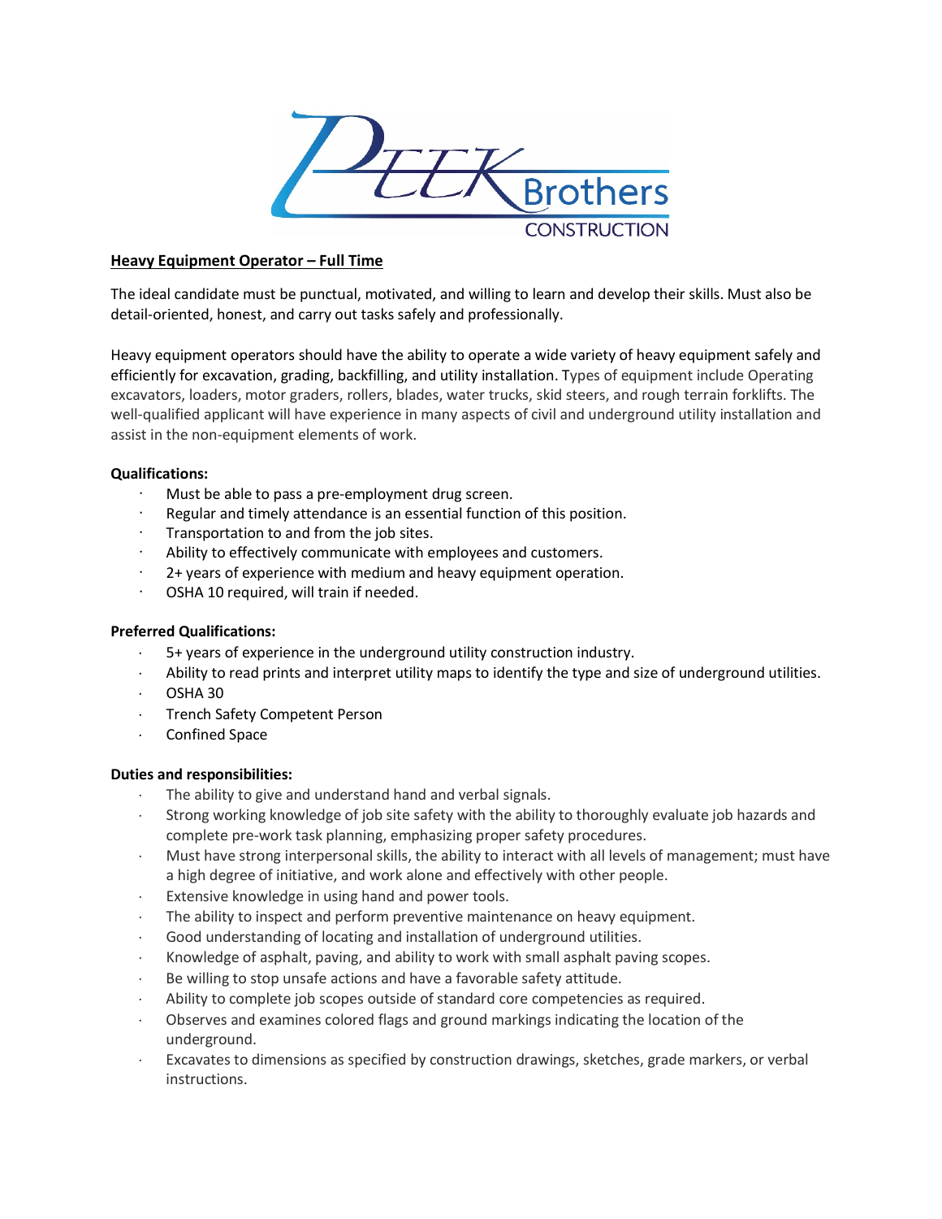Peek Brothers Construction

**Heavy Equipment Operator – Full Time**

The ideal candidate must be punctual, motivated, and willing to learn and develop their skills. Must also be detail-oriented, honest, and carry out tasks safely and professionally.

Heavy equipment operators should have the ability to operate a wide variety of heavy equipment safely and efficiently for excavation, grading, backfilling, and utility installation. Types of equipment include Operating excavators, loaders, motor graders, rollers, blades, water trucks, skid steers, and rough terrain forklifts. The well-qualified applicant will have experience in many aspects of civil and underground utility installation and assist in the non-equipment elements of work.

**Qualifications:**

- Must be able to pass a pre-employment drug screen.
- Regular and timely attendance is an essential function of this position.
- Transportation to and from the job sites.
- Ability to effectively communicate with employees and customers.
- 2+ years of experience with medium and heavy equipment operation.
- OSHA 10 required, will train if needed.

**Preferred Qualifications:**

- 5+ years of experience in the underground utility construction industry.
- Ability to read prints and interpret utility maps to identify the type and size of underground utilities.
- OSHA 30
- Trench Safety Competent Person
- Confined Space

**Duties and responsibilities:**

- The ability to give and understand hand and verbal signals.
- Strong working knowledge of job site safety with the ability to thoroughly evaluate job hazards and complete pre-work task planning, emphasizing proper safety procedures.
- Must have strong interpersonal skills, the ability to interact with all levels of management; must have a high degree of initiative, and work alone and effectively with other people.
- Extensive knowledge in using hand and power tools.
- The ability to inspect and perform preventive maintenance on heavy equipment.
- Good understanding of locating and installation of underground utilities.
- Knowledge of asphalt, paving, and ability to work with small asphalt paving scopes.
- Be willing to stop unsafe actions and have a favorable safety attitude.
- Ability to complete job scopes outside of standard core competencies as required.
- Observes and examines colored flags and ground markings indicating the location of the underground.
- Excavates to dimensions as specified by construction drawings, sketches, grade markers, or verbal instructions.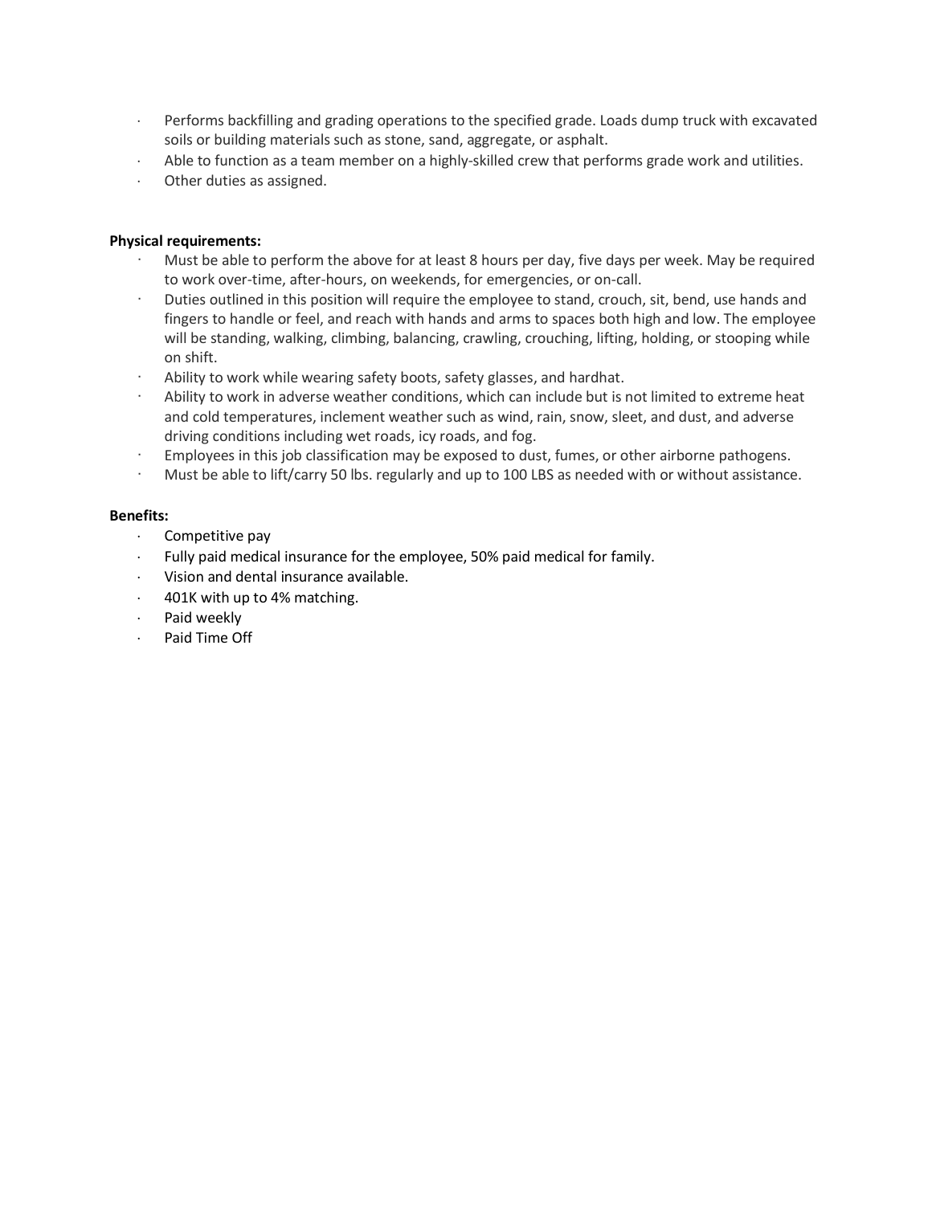- Performs backfilling and grading operations to the specified grade. Loads dump truck with excavated soils or building materials such as stone, sand, aggregate, or asphalt.
- Able to function as a team member on a highly-skilled crew that performs grade work and utilities.
- Other duties as assigned.

**Physical requirements:**

- Must be able to perform the above for at least 8 hours per day, five days per week. May be required to work over-time, after-hours, on weekends, for emergencies, or on-call.
- Duties outlined in this position will require the employee to stand, crouch, sit, bend, use hands and fingers to handle or feel, and reach with hands and arms to spaces both high and low. The employee will be standing, walking, climbing, balancing, crawling, crouching, lifting, holding, or stooping while on shift.
- Ability to work while wearing safety boots, safety glasses, and hardhat.
- Ability to work in adverse weather conditions, which can include but is not limited to extreme heat and cold temperatures, inclement weather such as wind, rain, snow, sleet, and dust, and adverse driving conditions including wet roads, icy roads, and fog.
- Employees in this job classification may be exposed to dust, fumes, or other airborne pathogens.
- Must be able to lift/carry 50 lbs. regularly and up to 100 LBS as needed with or without assistance.

**Benefits:**

- Competitive pay
- Fully paid medical insurance for the employee, 50% paid medical for family.
- Vision and dental insurance available.
- 401K with up to 4% matching.
- Paid weekly
- Paid Time Off